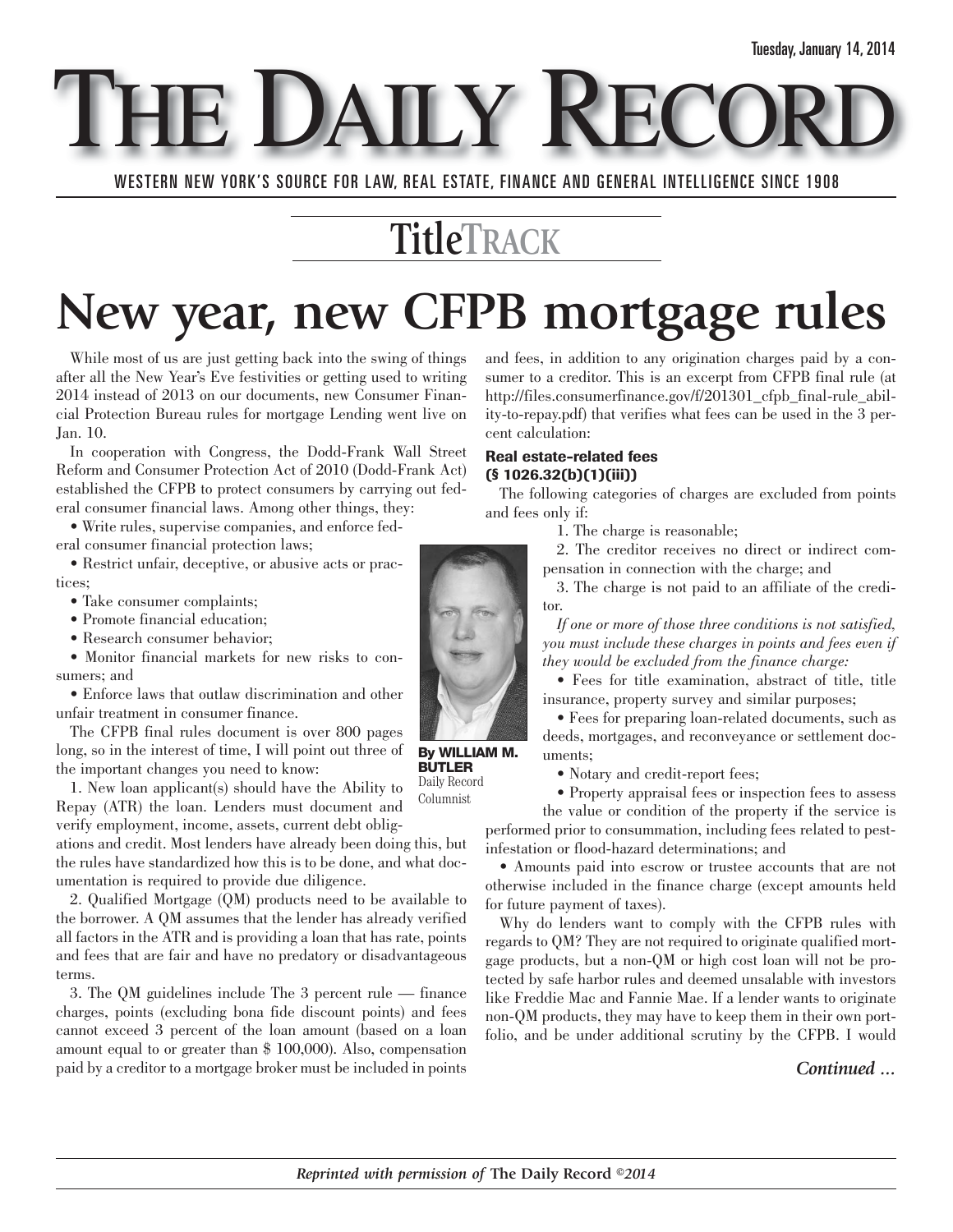Tuesday, January 14, 2014

# THE DAILY RECORD

WESTERN NEW YORK'S SOURCE FOR LAW, REAL ESTATE, FINANCE AND GENERAL INTELLIGENCE SINCE 1908

## TitleTRACK

# New year, new CFPB mortgage rules

**By WILLIAM M. BUTLER**
Daily Record Columnist

While most of us are just getting back into the swing of things after all the New Year's Eve festivities or getting used to writing 2014 instead of 2013 on our documents, new Consumer Financial Protection Bureau rules for mortgage Lending went live on Jan. 10.

In cooperation with Congress, the Dodd-Frank Wall Street Reform and Consumer Protection Act of 2010 (Dodd-Frank Act) established the CFPB to protect consumers by carrying out federal consumer financial laws. Among other things, they:

- Write rules, supervise companies, and enforce federal consumer financial protection laws;
- Restrict unfair, deceptive, or abusive acts or practices;
- Take consumer complaints;
- Promote financial education;
- Research consumer behavior;
- Monitor financial markets for new risks to consumers; and
- Enforce laws that outlaw discrimination and other unfair treatment in consumer finance.

The CFPB final rules document is over 800 pages long, so in the interest of time, I will point out three of the important changes you need to know:

1. New loan applicant(s) should have the Ability to Repay (ATR) the loan. Lenders must document and verify employment, income, assets, current debt obligations and credit. Most lenders have already been doing this, but the rules have standardized how this is to be done, and what documentation is required to provide due diligence.

2. Qualified Mortgage (QM) products need to be available to the borrower. A QM assumes that the lender has already verified all factors in the ATR and is providing a loan that has rate, points and fees that are fair and have no predatory or disadvantageous terms.

3. The QM guidelines include The 3 percent rule — finance charges, points (excluding bona fide discount points) and fees cannot exceed 3 percent of the loan amount (based on a loan amount equal to or greater than $ 100,000). Also, compensation paid by a creditor to a mortgage broker must be included in points and fees, in addition to any origination charges paid by a consumer to a creditor. This is an excerpt from CFPB final rule (at http://files.consumerfinance.gov/f/201301_cfpb_final-rule_ability-to-repay.pdf) that verifies what fees can be used in the 3 percent calculation:

### Real estate-related fees (§ 1026.32(b)(1)(iii))

The following categories of charges are excluded from points and fees only if:

1. The charge is reasonable;
2. The creditor receives no direct or indirect compensation in connection with the charge; and
3. The charge is not paid to an affiliate of the creditor.

*If one or more of those three conditions is not satisfied, you must include these charges in points and fees even if they would be excluded from the finance charge:*

- Fees for title examination, abstract of title, title insurance, property survey and similar purposes;
- Fees for preparing loan-related documents, such as deeds, mortgages, and reconveyance or settlement documents;
- Notary and credit-report fees;
- Property appraisal fees or inspection fees to assess the value or condition of the property if the service is performed prior to consummation, including fees related to pest-infestation or flood-hazard determinations; and
- Amounts paid into escrow or trustee accounts that are not otherwise included in the finance charge (except amounts held for future payment of taxes).

Why do lenders want to comply with the CFPB rules with regards to QM? They are not required to originate qualified mortgage products, but a non-QM or high cost loan will not be protected by safe harbor rules and deemed unsalable with investors like Freddie Mac and Fannie Mae. If a lender wants to originate non-QM products, they may have to keep them in their own portfolio, and be under additional scrutiny by the CFPB. I would

*Continued ...*

*Reprinted with permission of* **The Daily Record** *©2014*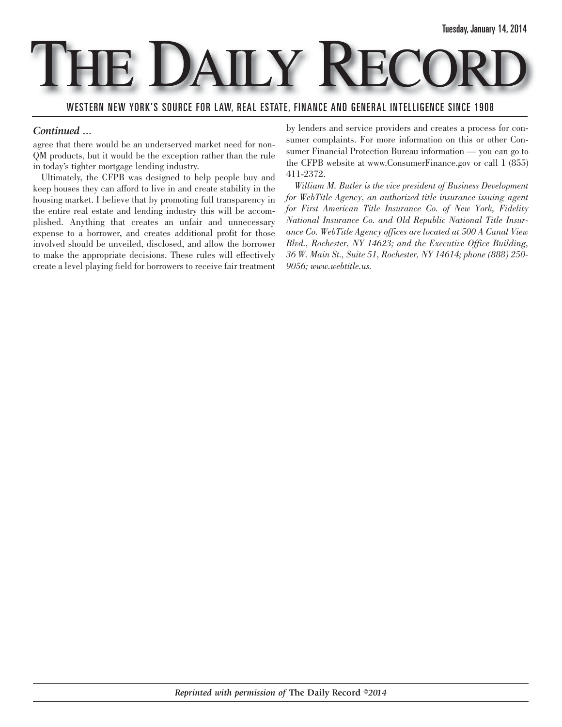*Continued ...*

agree that there would be an underserved market need for non-QM products, but it would be the exception rather than the rule in today's tighter mortgage lending industry.

Ultimately, the CFPB was designed to help people buy and keep houses they can afford to live in and create stability in the housing market. I believe that by promoting full transparency in the entire real estate and lending industry this will be accomplished. Anything that creates an unfair and unnecessary expense to a borrower, and creates additional profit for those involved should be unveiled, disclosed, and allow the borrower to make the appropriate decisions. These rules will effectively create a level playing field for borrowers to receive fair treatment by lenders and service providers and creates a process for consumer complaints. For more information on this or other Consumer Financial Protection Bureau information — you can go to the CFPB website at www.ConsumerFinance.gov or call 1 (855) 411-2372.

*William M. Butler is the vice president of Business Development for WebTitle Agency, an authorized title insurance issuing agent for First American Title Insurance Co. of New York, Fidelity National Insurance Co. and Old Republic National Title Insurance Co. WebTitle Agency offices are located at 500 A Canal View Blvd., Rochester, NY 14623; and the Executive Office Building, 36 W. Main St., Suite 51, Rochester, NY 14614; phone (888) 250-9056; www.webtitle.us.*

*Reprinted with permission of* **The Daily Record** *©2014*